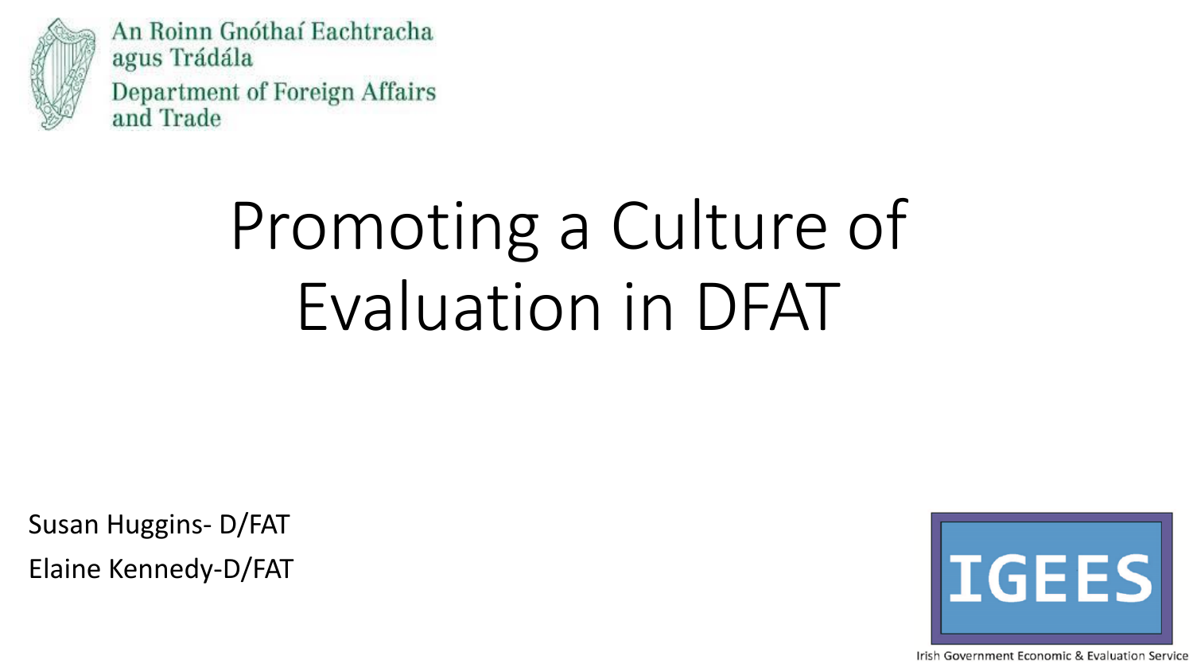An Roinn Gnóthaí Eachtracha agus Trádála
Department of Foreign Affairs and Trade

# Promoting a Culture of Evaluation in DFAT

Susan Huggins- D/FAT

Elaine Kennedy-D/FAT

IGEES

Irish Government Economic & Evaluation Service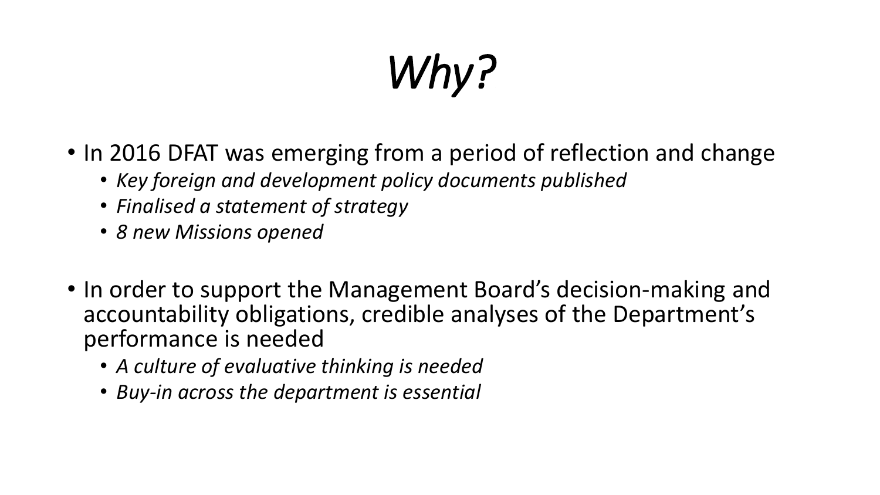# *Why?*

- In 2016 DFAT was emerging from a period of reflection and change
  - *Key foreign and development policy documents published*
  - *Finalised a statement of strategy*
  - *8 new Missions opened*

- In order to support the Management Board's decision-making and accountability obligations, credible analyses of the Department's performance is needed
  - *A culture of evaluative thinking is needed*
  - *Buy-in across the department is essential*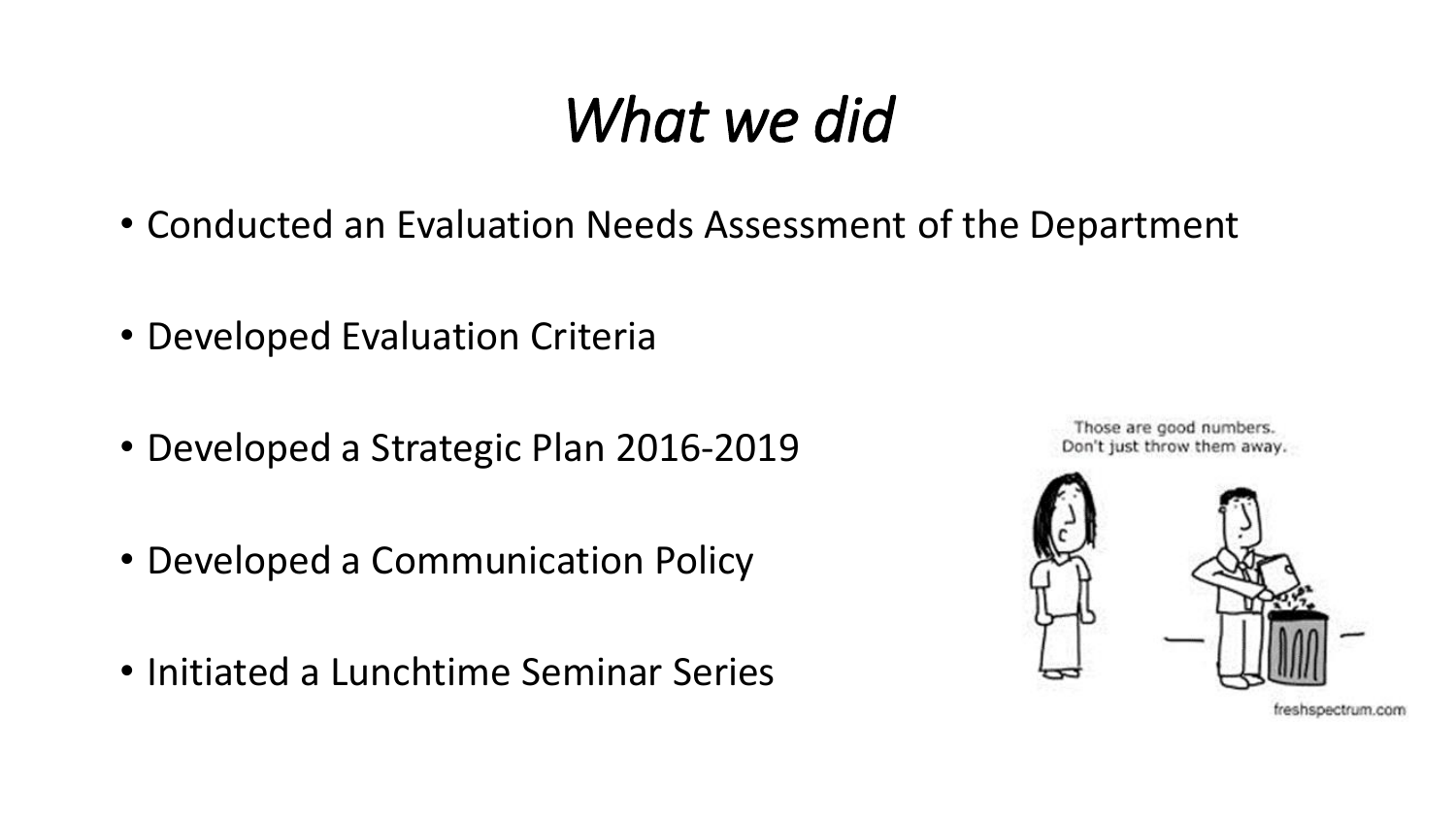# *What we did*

- Conducted an Evaluation Needs Assessment of the Department
- Developed Evaluation Criteria
- Developed a Strategic Plan 2016-2019
- Developed a Communication Policy
- Initiated a Lunchtime Seminar Series

Those are good numbers. Don't just throw them away.

freshspectrum.com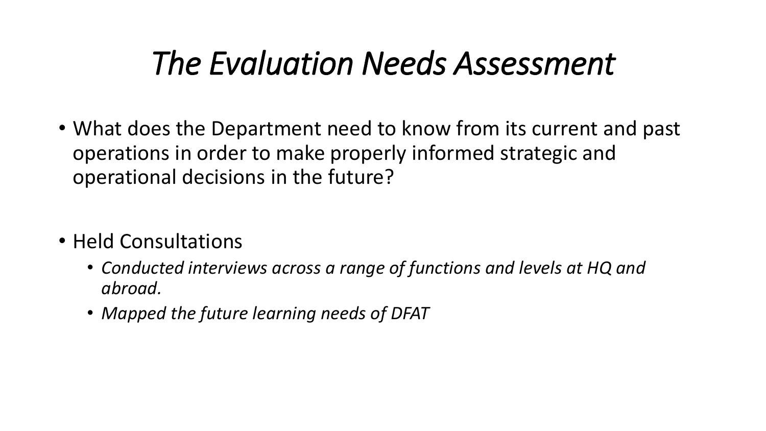# *The Evaluation Needs Assessment*

- What does the Department need to know from its current and past operations in order to make properly informed strategic and operational decisions in the future?

- Held Consultations
  - *Conducted interviews across a range of functions and levels at HQ and abroad.*
  - *Mapped the future learning needs of DFAT*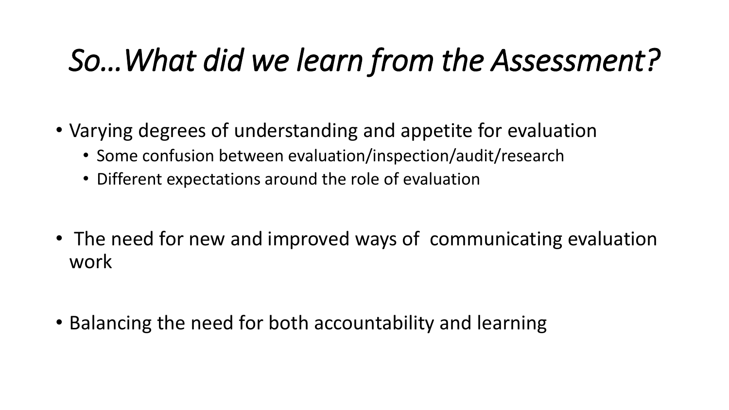# *So…What did we learn from the Assessment?*

- Varying degrees of understanding and appetite for evaluation
  - Some confusion between evaluation/inspection/audit/research
  - Different expectations around the role of evaluation
- The need for new and improved ways of communicating evaluation work
- Balancing the need for both accountability and learning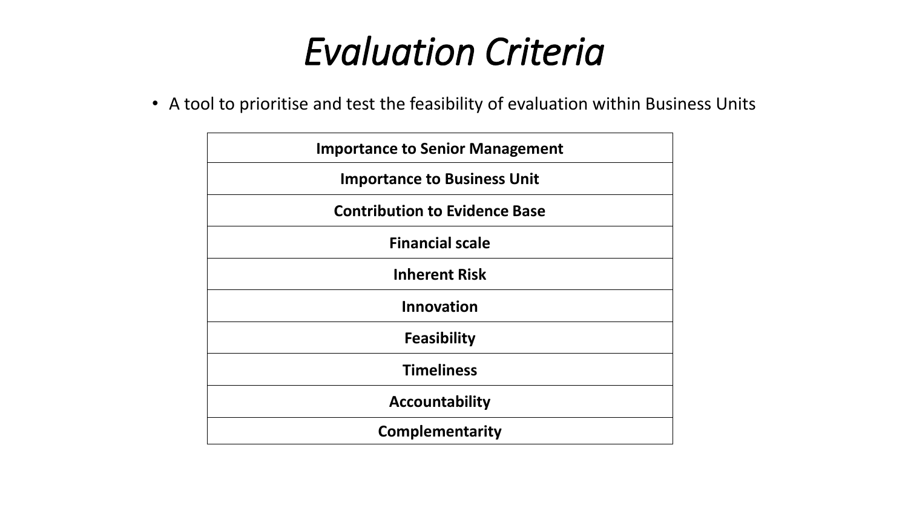# *Evaluation Criteria*

- A tool to prioritise and test the feasibility of evaluation within Business Units

| **Importance to Senior Management** |
|---|
| **Importance to Business Unit** |
| **Contribution to Evidence Base** |
| **Financial scale** |
| **Inherent Risk** |
| **Innovation** |
| **Feasibility** |
| **Timeliness** |
| **Accountability** |
| **Complementarity** |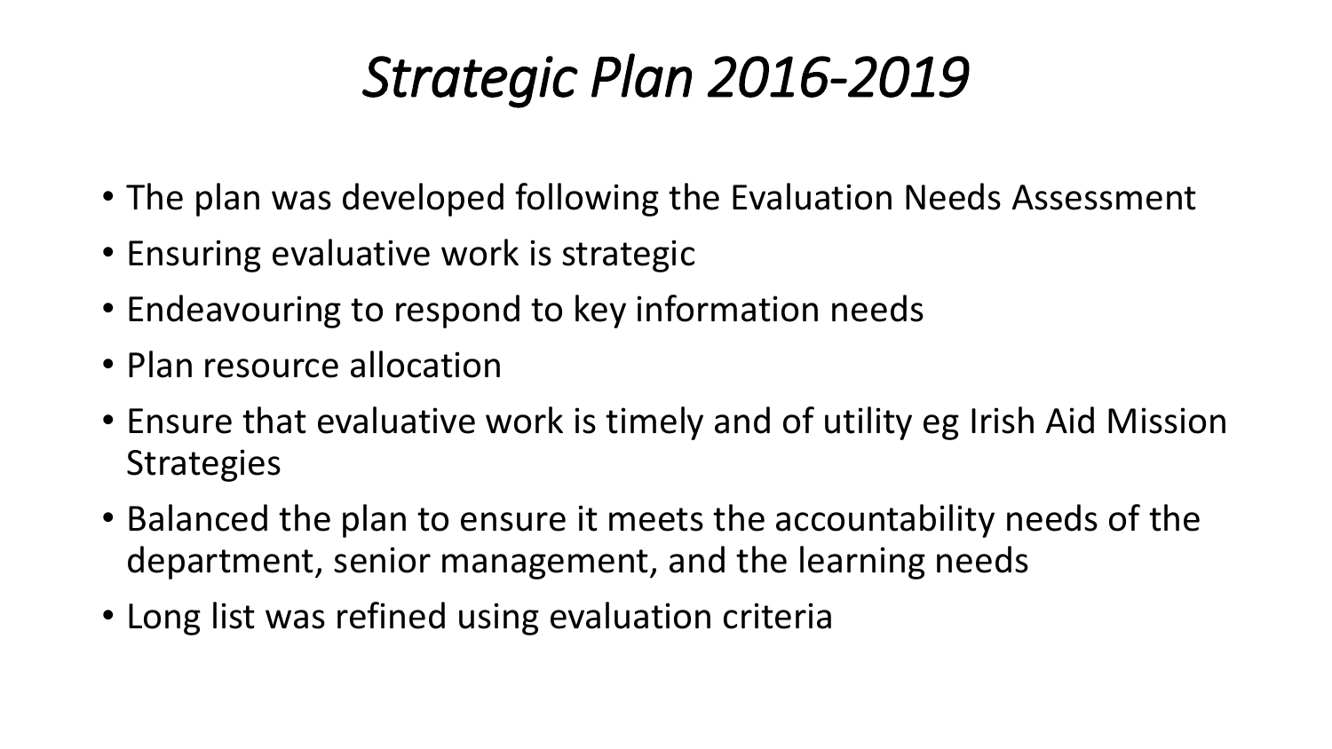# *Strategic Plan 2016-2019*

- The plan was developed following the Evaluation Needs Assessment
- Ensuring evaluative work is strategic
- Endeavouring to respond to key information needs
- Plan resource allocation
- Ensure that evaluative work is timely and of utility eg Irish Aid Mission Strategies
- Balanced the plan to ensure it meets the accountability needs of the department, senior management, and the learning needs
- Long list was refined using evaluation criteria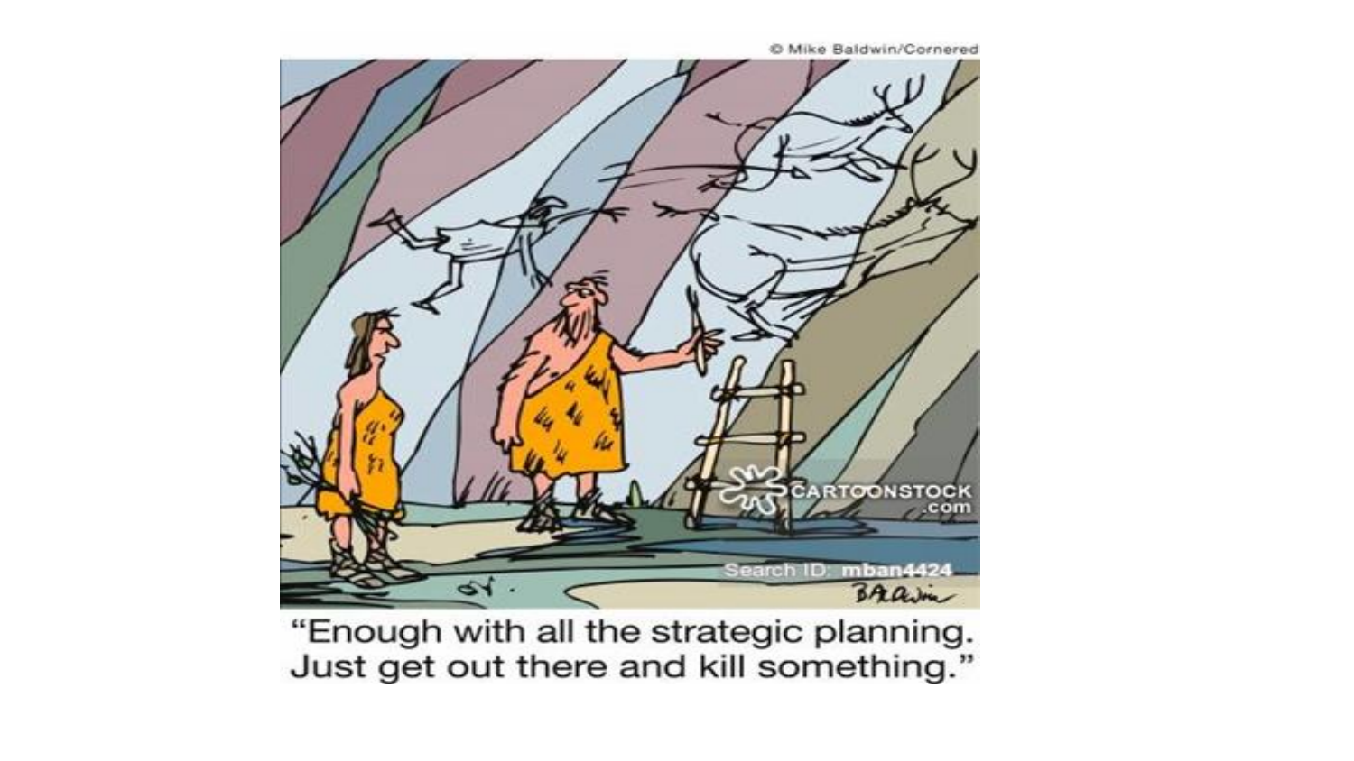© Mike Baldwin/Cornered

"Enough with all the strategic planning. Just get out there and kill something."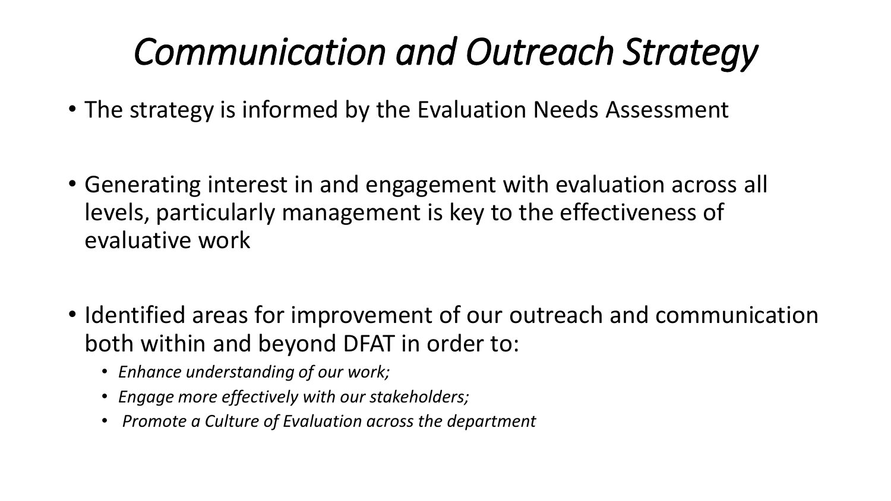# *Communication and Outreach Strategy*

- The strategy is informed by the Evaluation Needs Assessment

- Generating interest in and engagement with evaluation across all levels, particularly management is key to the effectiveness of evaluative work

- Identified areas for improvement of our outreach and communication both within and beyond DFAT in order to:
  - *Enhance understanding of our work;*
  - *Engage more effectively with our stakeholders;*
  - *Promote a Culture of Evaluation across the department*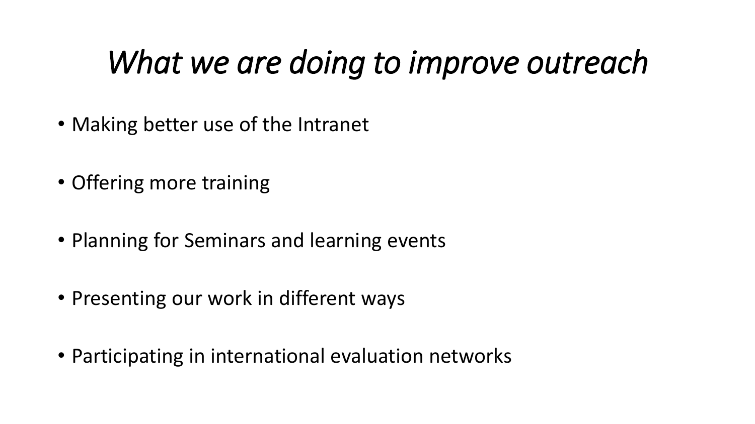# *What we are doing to improve outreach*

- Making better use of the Intranet
- Offering more training
- Planning for Seminars and learning events
- Presenting our work in different ways
- Participating in international evaluation networks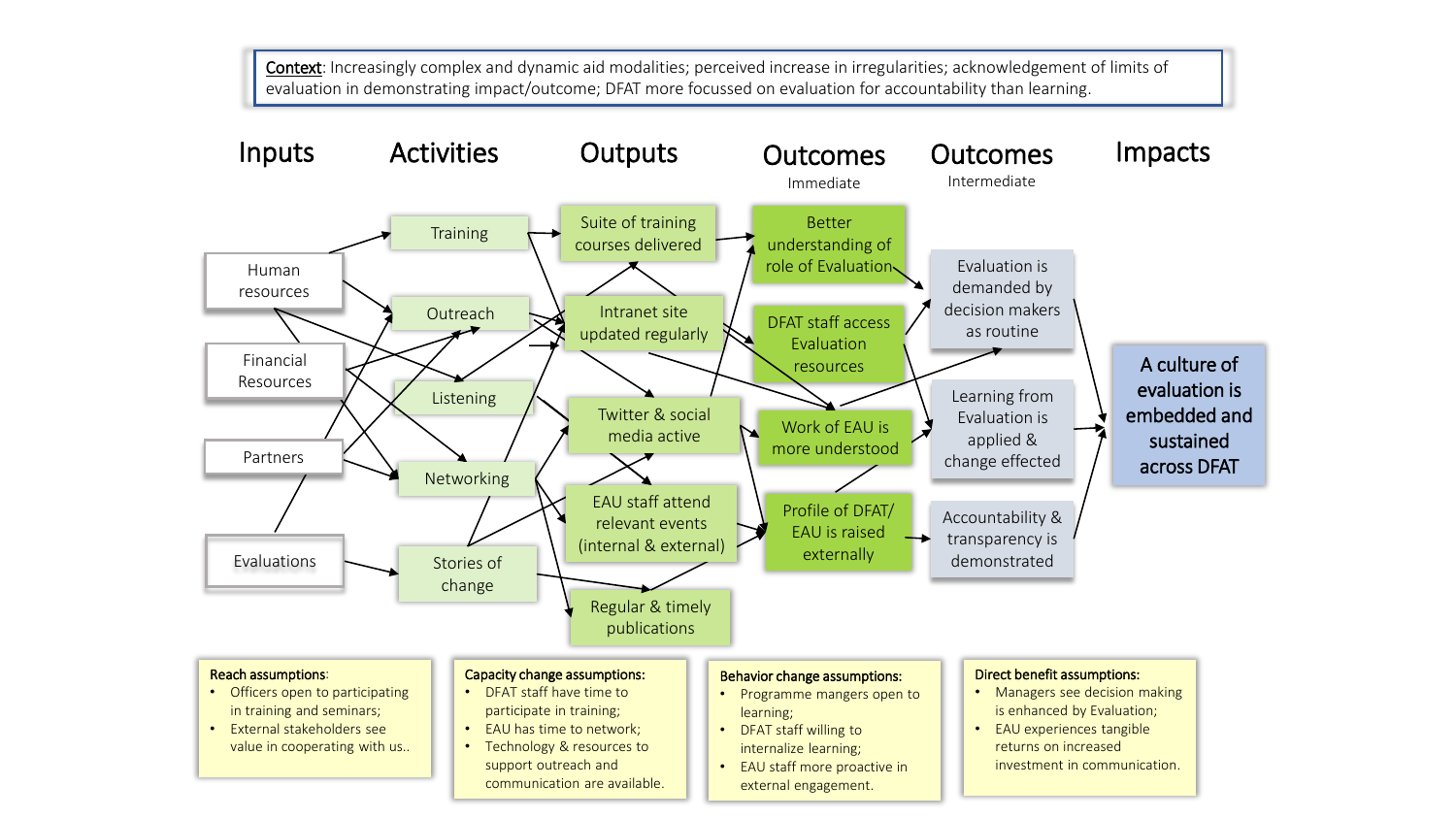**Context**: Increasingly complex and dynamic aid modalities; perceived increase in irregularities; acknowledgement of limits of evaluation in demonstrating impact/outcome; DFAT more focussed on evaluation for accountability than learning.

| Inputs | Activities | Outputs | Outcomes (Immediate) | Outcomes (Intermediate) | Impacts |
|---|---|---|---|---|---|
| Human resources | Training | Suite of training courses delivered | Better understanding of role of Evaluation | Evaluation is demanded by decision makers as routine | A culture of evaluation is embedded and sustained across DFAT |
| Financial Resources | Outreach | Intranet site updated regularly | DFAT staff access Evaluation resources | Learning from Evaluation is applied & change effected | |
| Partners | Listening | Twitter & social media active | Work of EAU is more understood | Accountability & transparency is demonstrated | |
| Evaluations | Networking | EAU staff attend relevant events (internal & external) | Profile of DFAT/ EAU is raised externally | | |
| | Stories of change | Regular & timely publications | | | |

**Reach assumptions**:
- Officers open to participating in training and seminars;
- External stakeholders see value in cooperating with us..

**Capacity change assumptions:**
- DFAT staff have time to participate in training;
- EAU has time to network;
- Technology & resources to support outreach and communication are available.

**Behavior change assumptions:**
- Programme mangers open to learning;
- DFAT staff willing to internalize learning;
- EAU staff more proactive in external engagement.

**Direct benefit assumptions:**
- Managers see decision making is enhanced by Evaluation;
- EAU experiences tangible returns on increased investment in communication.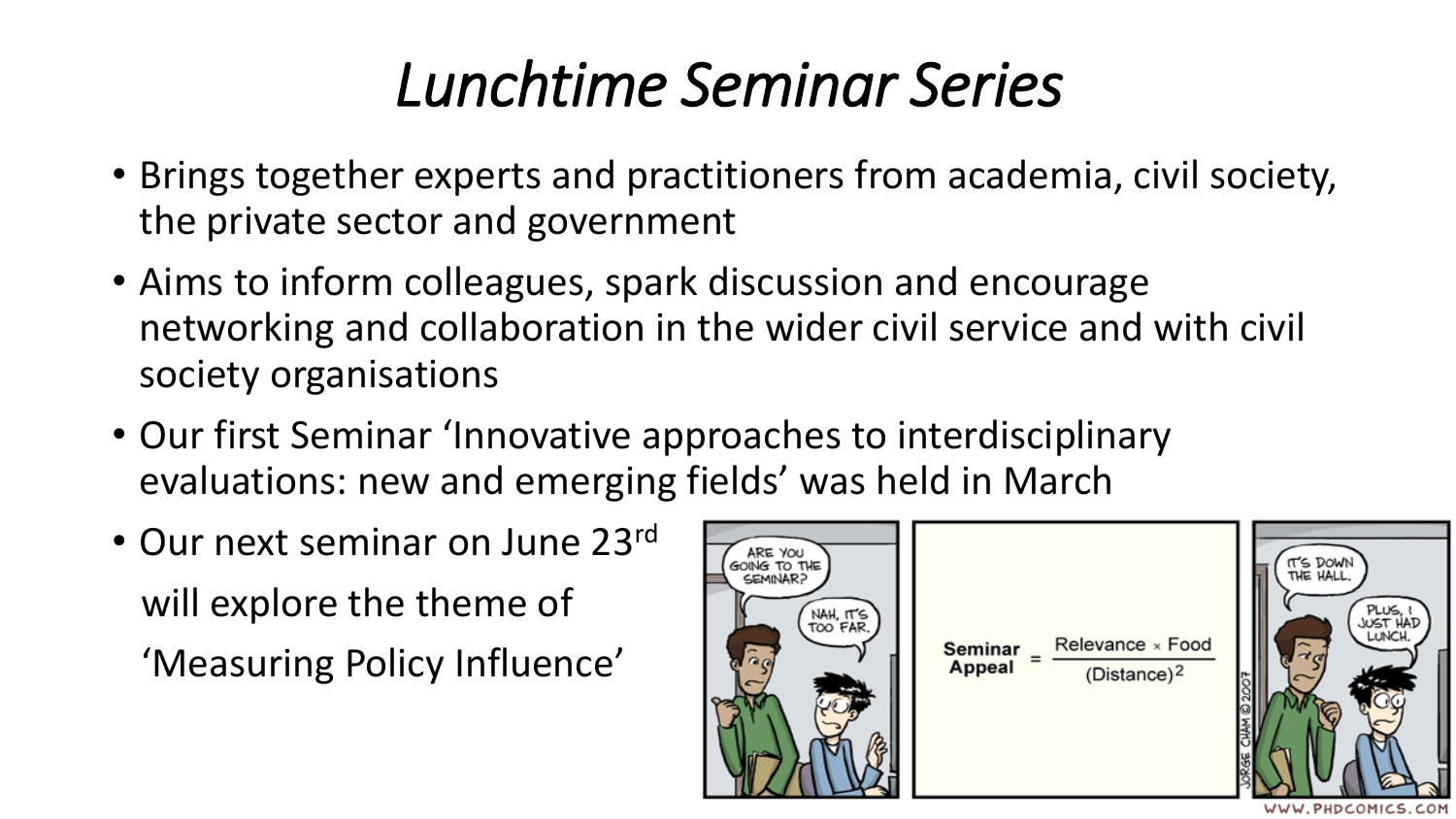# *Lunchtime Seminar Series*

- Brings together experts and practitioners from academia, civil society, the private sector and government
- Aims to inform colleagues, spark discussion and encourage networking and collaboration in the wider civil service and with civil society organisations
- Our first Seminar 'Innovative approaches to interdisciplinary evaluations: new and emerging fields' was held in March
- Our next seminar on June 23rd will explore the theme of 'Measuring Policy Influence'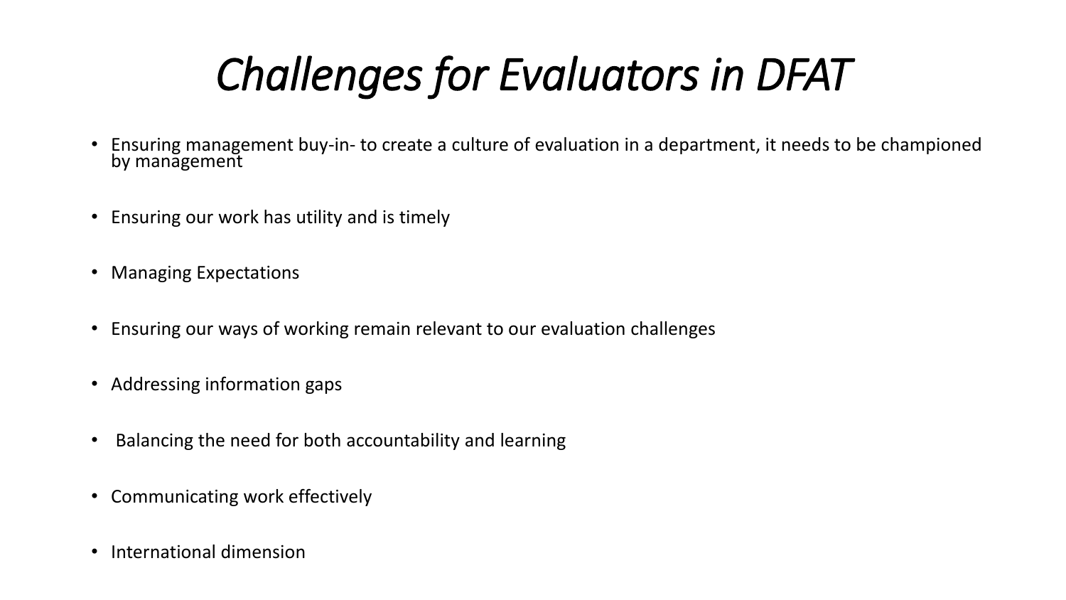# *Challenges for Evaluators in DFAT*

- Ensuring management buy-in- to create a culture of evaluation in a department, it needs to be championed by management
- Ensuring our work has utility and is timely
- Managing Expectations
- Ensuring our ways of working remain relevant to our evaluation challenges
- Addressing information gaps
- Balancing the need for both accountability and learning
- Communicating work effectively
- International dimension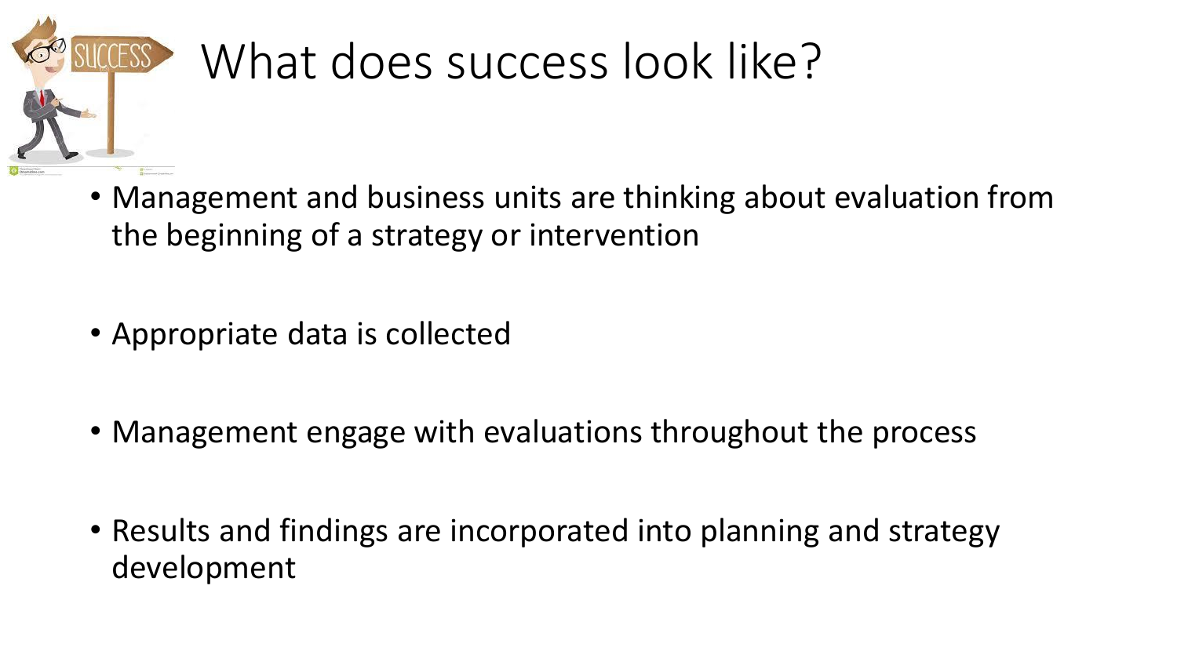# What does success look like?

- Management and business units are thinking about evaluation from the beginning of a strategy or intervention
- Appropriate data is collected
- Management engage with evaluations throughout the process
- Results and findings are incorporated into planning and strategy development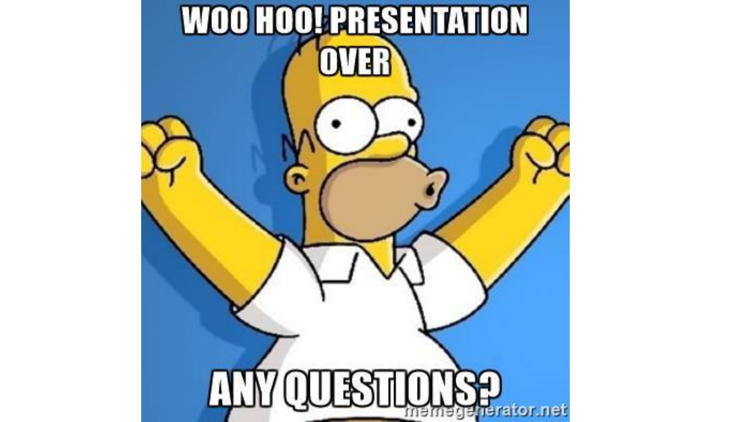WOO HOO! PRESENTATION OVER

ANY QUESTIONS?